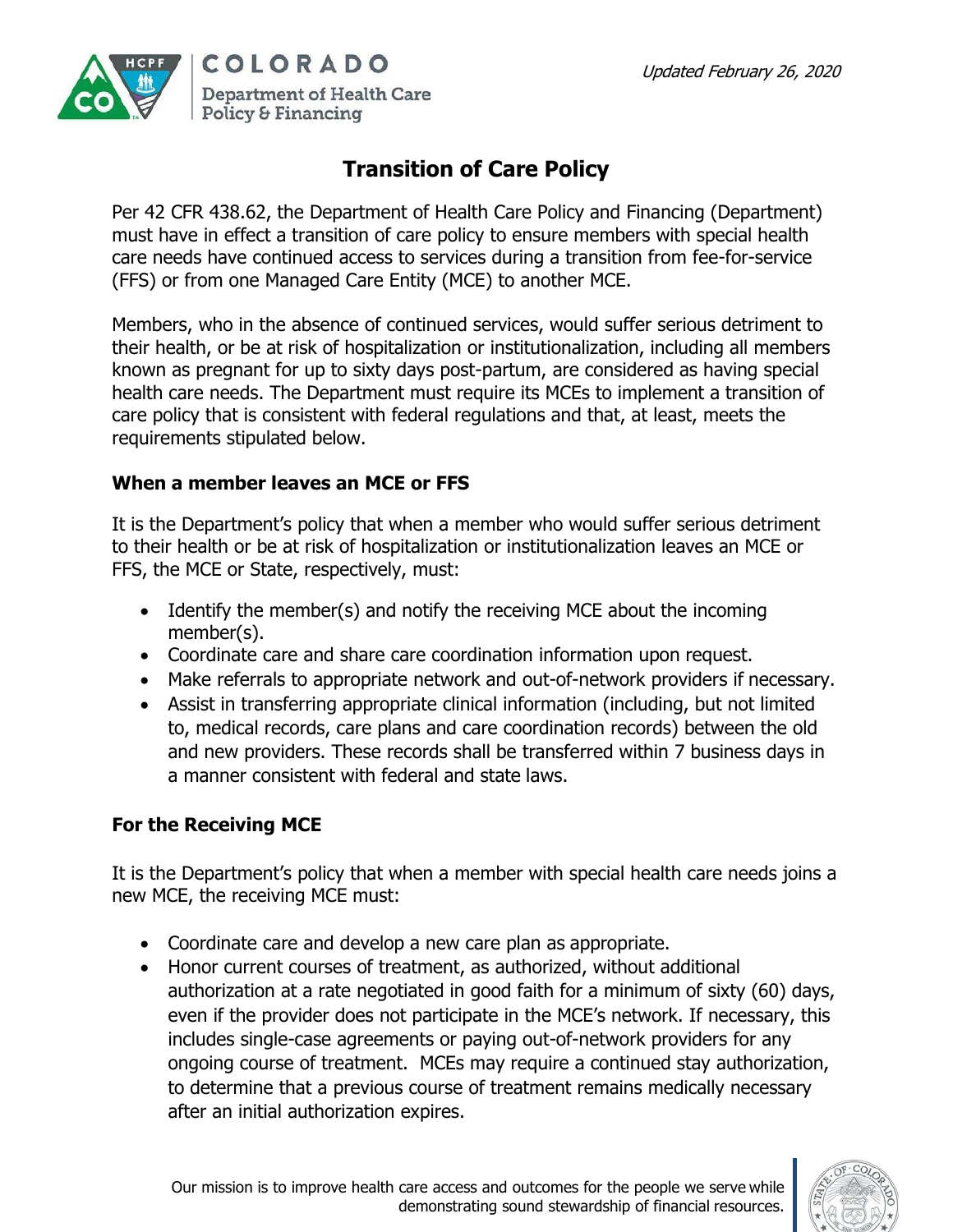*Updated February 26, 2020*

# Transition of Care Policy

Per 42 CFR 438.62, the Department of Health Care Policy and Financing (Department) must have in effect a transition of care policy to ensure members with special health care needs have continued access to services during a transition from fee-for-service (FFS) or from one Managed Care Entity (MCE) to another MCE.

Members, who in the absence of continued services, would suffer serious detriment to their health, or be at risk of hospitalization or institutionalization, including all members known as pregnant for up to sixty days post-partum, are considered as having special health care needs. The Department must require its MCEs to implement a transition of care policy that is consistent with federal regulations and that, at least, meets the requirements stipulated below.

## When a member leaves an MCE or FFS

It is the Department's policy that when a member who would suffer serious detriment to their health or be at risk of hospitalization or institutionalization leaves an MCE or FFS, the MCE or State, respectively, must:

- Identify the member(s) and notify the receiving MCE about the incoming member(s).
- Coordinate care and share care coordination information upon request.
- Make referrals to appropriate network and out-of-network providers if necessary.
- Assist in transferring appropriate clinical information (including, but not limited to, medical records, care plans and care coordination records) between the old and new providers. These records shall be transferred within 7 business days in a manner consistent with federal and state laws.

## For the Receiving MCE

It is the Department's policy that when a member with special health care needs joins a new MCE, the receiving MCE must:

- Coordinate care and develop a new care plan as appropriate.
- Honor current courses of treatment, as authorized, without additional authorization at a rate negotiated in good faith for a minimum of sixty (60) days, even if the provider does not participate in the MCE's network. If necessary, this includes single-case agreements or paying out-of-network providers for any ongoing course of treatment. MCEs may require a continued stay authorization, to determine that a previous course of treatment remains medically necessary after an initial authorization expires.

Our mission is to improve health care access and outcomes for the people we serve while demonstrating sound stewardship of financial resources.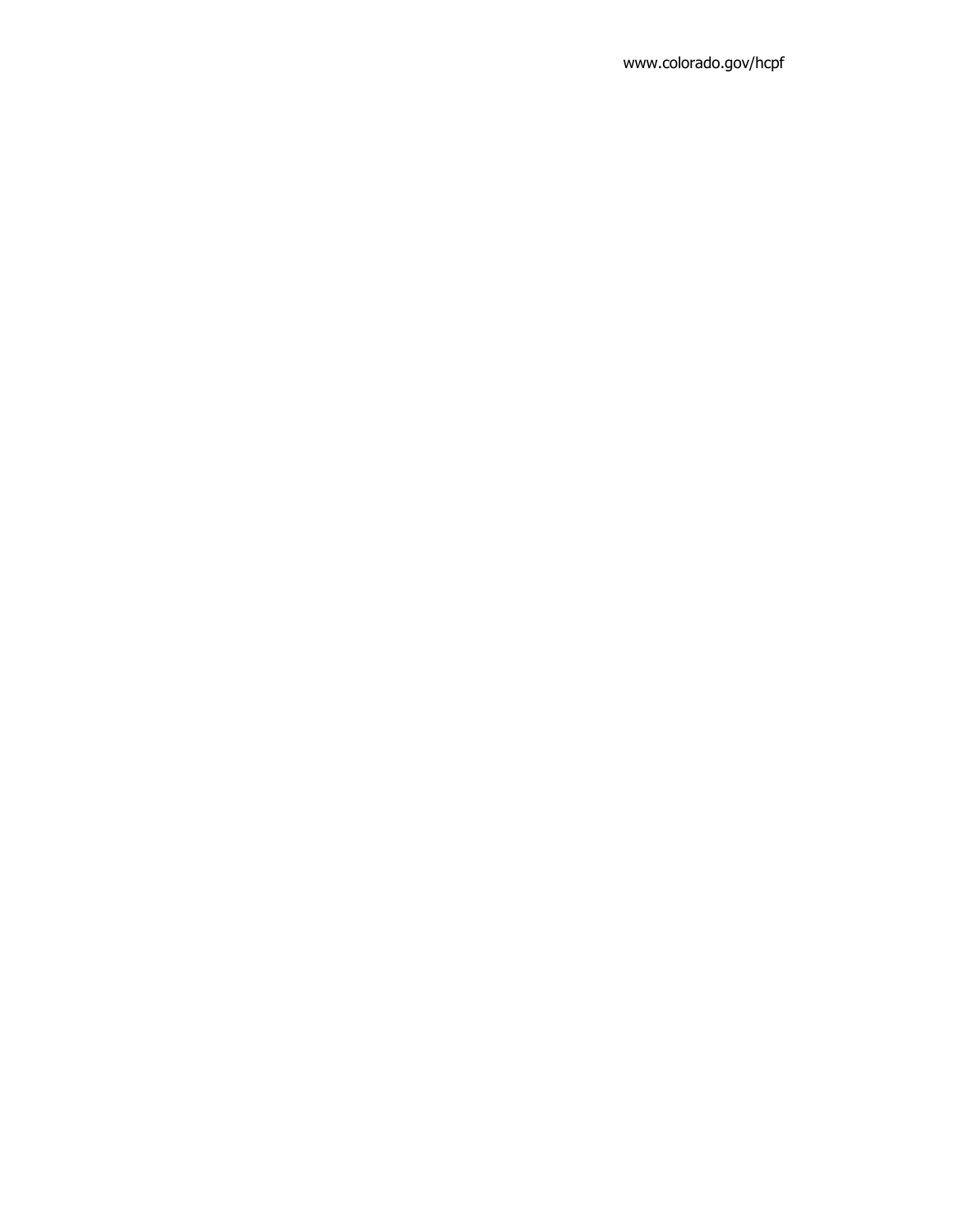www.colorado.gov/hcpf